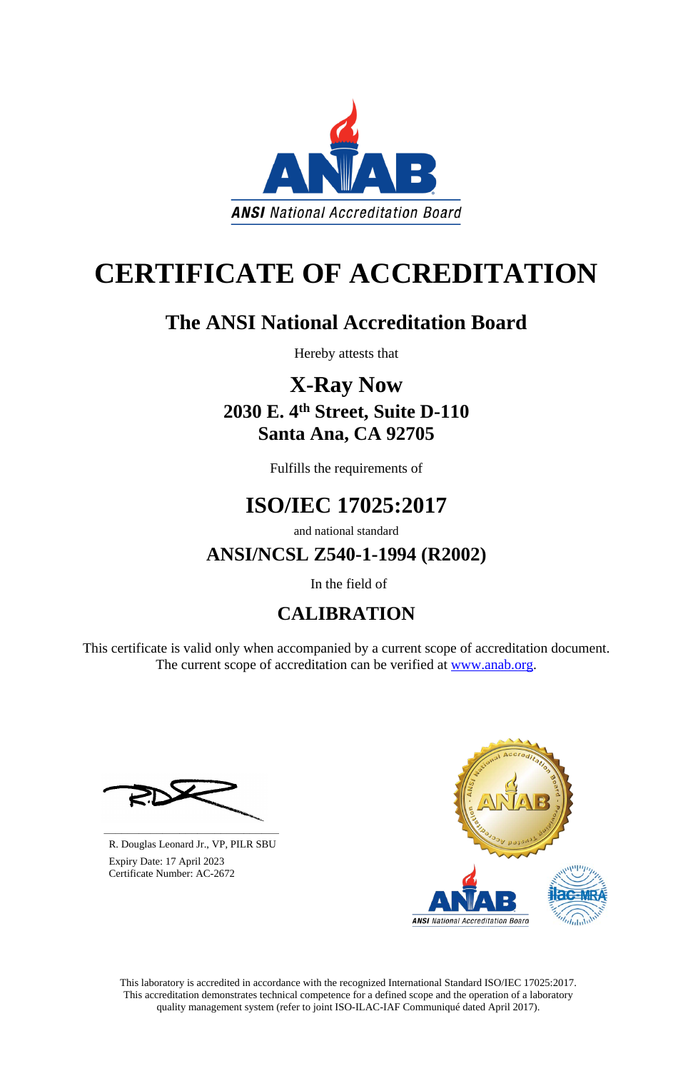ANSI National Accreditation Board

# CERTIFICATE OF ACCREDITATION

## The ANSI National Accreditation Board

Hereby attests that

## X-Ray Now

**2030 E. 4th Street, Suite D-110**
**Santa Ana, CA 92705**

Fulfills the requirements of

## ISO/IEC 17025:2017

and national standard

## ANSI/NCSL Z540-1-1994 (R2002)

In the field of

## CALIBRATION

This certificate is valid only when accompanied by a current scope of accreditation document. The current scope of accreditation can be verified at www.anab.org.

R. Douglas Leonard Jr., VP, PILR SBU
Expiry Date: 17 April 2023
Certificate Number: AC-2672

This laboratory is accredited in accordance with the recognized International Standard ISO/IEC 17025:2017. This accreditation demonstrates technical competence for a defined scope and the operation of a laboratory quality management system (refer to joint ISO-ILAC-IAF Communiqué dated April 2017).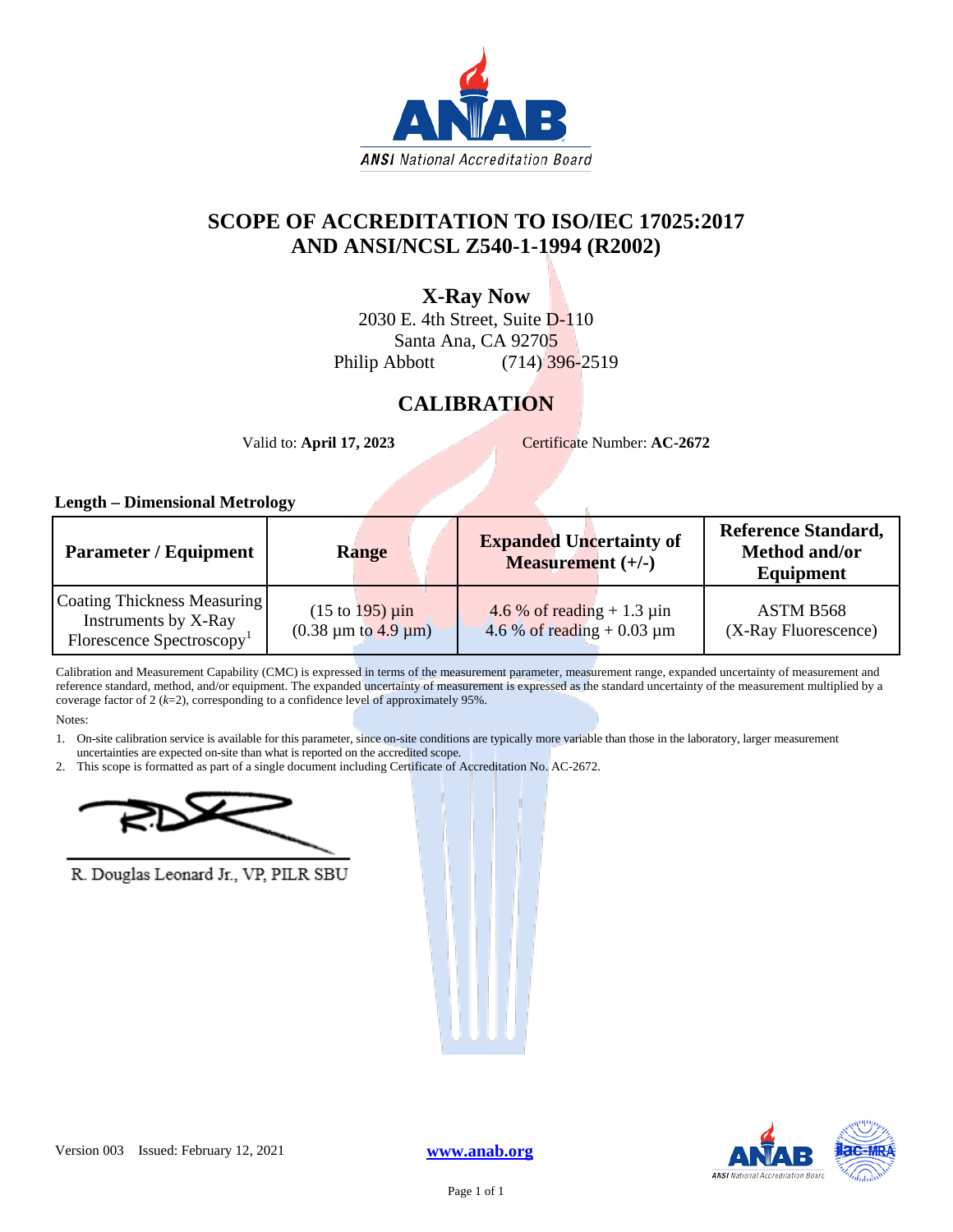# SCOPE OF ACCREDITATION TO ISO/IEC 17025:2017 AND ANSI/NCSL Z540-1-1994 (R2002)

## X-Ray Now

2030 E. 4th Street, Suite D-110
Santa Ana, CA 92705
Philip Abbott (714) 396-2519

## CALIBRATION

Valid to: **April 17, 2023** Certificate Number: **AC-2672**

**Length – Dimensional Metrology**

| Parameter / Equipment | Range | Expanded Uncertainty of Measurement (+/-) | Reference Standard, Method and/or Equipment |
|---|---|---|---|
| Coating Thickness Measuring Instruments by X-Ray Florescence Spectroscopy[1] | (15 to 195) µin<br>(0.38 µm to 4.9 µm) | 4.6 % of reading + 1.3 µin<br>4.6 % of reading + 0.03 µm | ASTM B568<br>(X-Ray Fluorescence) |

Calibration and Measurement Capability (CMC) is expressed in terms of the measurement parameter, measurement range, expanded uncertainty of measurement and reference standard, method, and/or equipment. The expanded uncertainty of measurement is expressed as the standard uncertainty of the measurement multiplied by a coverage factor of 2 ($k$=2), corresponding to a confidence level of approximately 95%.

Notes:

1. On-site calibration service is available for this parameter, since on-site conditions are typically more variable than those in the laboratory, larger measurement uncertainties are expected on-site than what is reported on the accredited scope.
2. This scope is formatted as part of a single document including Certificate of Accreditation No. AC-2672.

R. Douglas Leonard Jr., VP, PILR SBU

Version 003 Issued: February 12, 2021

www.anab.org